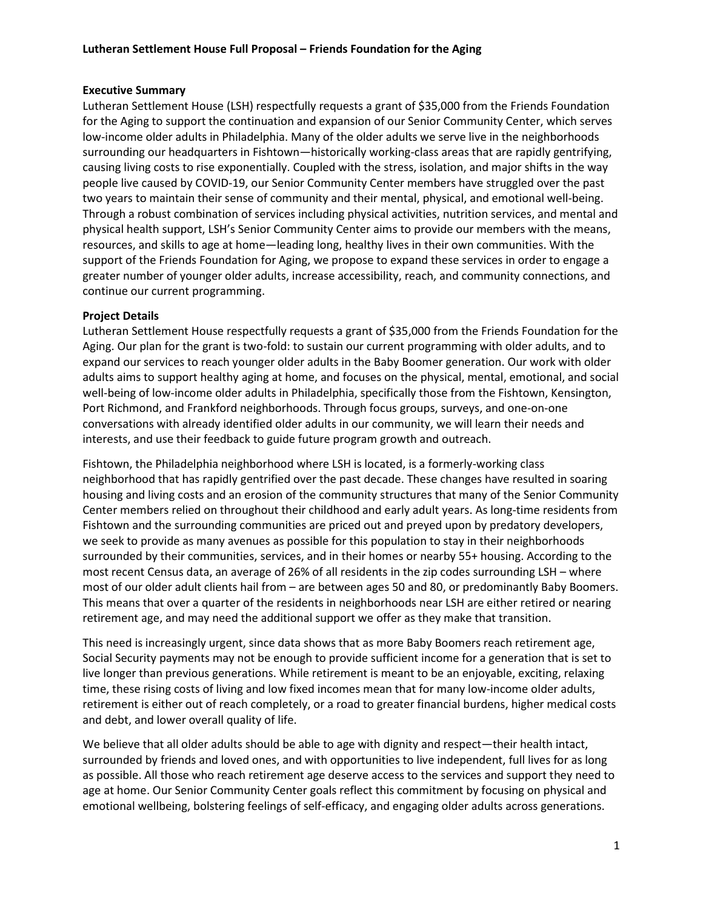# Lutheran Settlement House Full Proposal – Friends Foundation for the Aging

## Executive Summary

Lutheran Settlement House (LSH) respectfully requests a grant of $35,000 from the Friends Foundation for the Aging to support the continuation and expansion of our Senior Community Center, which serves low-income older adults in Philadelphia. Many of the older adults we serve live in the neighborhoods surrounding our headquarters in Fishtown—historically working-class areas that are rapidly gentrifying, causing living costs to rise exponentially. Coupled with the stress, isolation, and major shifts in the way people live caused by COVID-19, our Senior Community Center members have struggled over the past two years to maintain their sense of community and their mental, physical, and emotional well-being. Through a robust combination of services including physical activities, nutrition services, and mental and physical health support, LSH's Senior Community Center aims to provide our members with the means, resources, and skills to age at home—leading long, healthy lives in their own communities. With the support of the Friends Foundation for Aging, we propose to expand these services in order to engage a greater number of younger older adults, increase accessibility, reach, and community connections, and continue our current programming.

## Project Details

Lutheran Settlement House respectfully requests a grant of $35,000 from the Friends Foundation for the Aging. Our plan for the grant is two-fold: to sustain our current programming with older adults, and to expand our services to reach younger older adults in the Baby Boomer generation. Our work with older adults aims to support healthy aging at home, and focuses on the physical, mental, emotional, and social well-being of low-income older adults in Philadelphia, specifically those from the Fishtown, Kensington, Port Richmond, and Frankford neighborhoods. Through focus groups, surveys, and one-on-one conversations with already identified older adults in our community, we will learn their needs and interests, and use their feedback to guide future program growth and outreach.

Fishtown, the Philadelphia neighborhood where LSH is located, is a formerly-working class neighborhood that has rapidly gentrified over the past decade. These changes have resulted in soaring housing and living costs and an erosion of the community structures that many of the Senior Community Center members relied on throughout their childhood and early adult years. As long-time residents from Fishtown and the surrounding communities are priced out and preyed upon by predatory developers, we seek to provide as many avenues as possible for this population to stay in their neighborhoods surrounded by their communities, services, and in their homes or nearby 55+ housing. According to the most recent Census data, an average of 26% of all residents in the zip codes surrounding LSH – where most of our older adult clients hail from – are between ages 50 and 80, or predominantly Baby Boomers. This means that over a quarter of the residents in neighborhoods near LSH are either retired or nearing retirement age, and may need the additional support we offer as they make that transition.

This need is increasingly urgent, since data shows that as more Baby Boomers reach retirement age, Social Security payments may not be enough to provide sufficient income for a generation that is set to live longer than previous generations. While retirement is meant to be an enjoyable, exciting, relaxing time, these rising costs of living and low fixed incomes mean that for many low-income older adults, retirement is either out of reach completely, or a road to greater financial burdens, higher medical costs and debt, and lower overall quality of life.

We believe that all older adults should be able to age with dignity and respect—their health intact, surrounded by friends and loved ones, and with opportunities to live independent, full lives for as long as possible. All those who reach retirement age deserve access to the services and support they need to age at home. Our Senior Community Center goals reflect this commitment by focusing on physical and emotional wellbeing, bolstering feelings of self-efficacy, and engaging older adults across generations.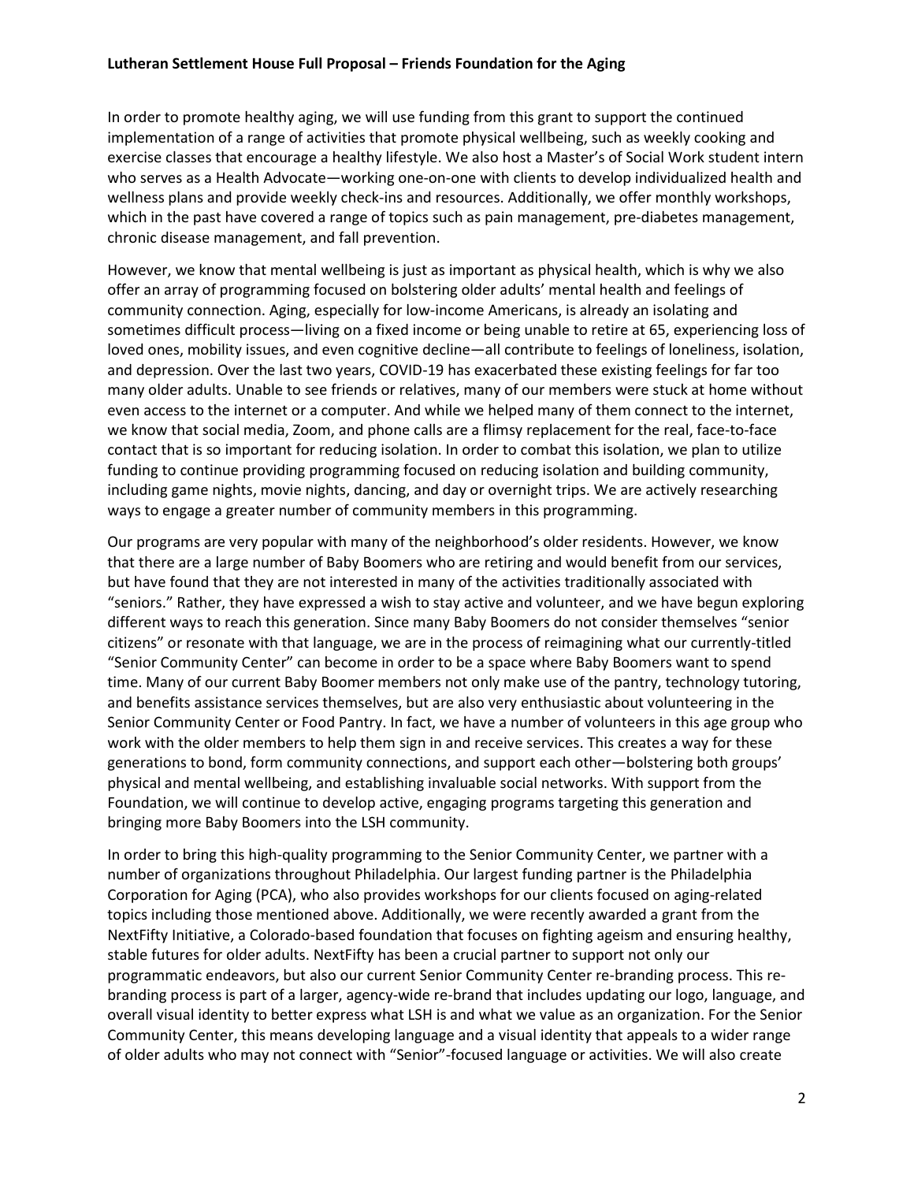In order to promote healthy aging, we will use funding from this grant to support the continued implementation of a range of activities that promote physical wellbeing, such as weekly cooking and exercise classes that encourage a healthy lifestyle. We also host a Master's of Social Work student intern who serves as a Health Advocate—working one-on-one with clients to develop individualized health and wellness plans and provide weekly check-ins and resources. Additionally, we offer monthly workshops, which in the past have covered a range of topics such as pain management, pre-diabetes management, chronic disease management, and fall prevention.

However, we know that mental wellbeing is just as important as physical health, which is why we also offer an array of programming focused on bolstering older adults' mental health and feelings of community connection. Aging, especially for low-income Americans, is already an isolating and sometimes difficult process—living on a fixed income or being unable to retire at 65, experiencing loss of loved ones, mobility issues, and even cognitive decline—all contribute to feelings of loneliness, isolation, and depression. Over the last two years, COVID-19 has exacerbated these existing feelings for far too many older adults. Unable to see friends or relatives, many of our members were stuck at home without even access to the internet or a computer. And while we helped many of them connect to the internet, we know that social media, Zoom, and phone calls are a flimsy replacement for the real, face-to-face contact that is so important for reducing isolation. In order to combat this isolation, we plan to utilize funding to continue providing programming focused on reducing isolation and building community, including game nights, movie nights, dancing, and day or overnight trips. We are actively researching ways to engage a greater number of community members in this programming.

Our programs are very popular with many of the neighborhood's older residents. However, we know that there are a large number of Baby Boomers who are retiring and would benefit from our services, but have found that they are not interested in many of the activities traditionally associated with "seniors." Rather, they have expressed a wish to stay active and volunteer, and we have begun exploring different ways to reach this generation. Since many Baby Boomers do not consider themselves "senior citizens" or resonate with that language, we are in the process of reimagining what our currently-titled "Senior Community Center" can become in order to be a space where Baby Boomers want to spend time. Many of our current Baby Boomer members not only make use of the pantry, technology tutoring, and benefits assistance services themselves, but are also very enthusiastic about volunteering in the Senior Community Center or Food Pantry. In fact, we have a number of volunteers in this age group who work with the older members to help them sign in and receive services. This creates a way for these generations to bond, form community connections, and support each other—bolstering both groups' physical and mental wellbeing, and establishing invaluable social networks. With support from the Foundation, we will continue to develop active, engaging programs targeting this generation and bringing more Baby Boomers into the LSH community.

In order to bring this high-quality programming to the Senior Community Center, we partner with a number of organizations throughout Philadelphia. Our largest funding partner is the Philadelphia Corporation for Aging (PCA), who also provides workshops for our clients focused on aging-related topics including those mentioned above. Additionally, we were recently awarded a grant from the NextFifty Initiative, a Colorado-based foundation that focuses on fighting ageism and ensuring healthy, stable futures for older adults. NextFifty has been a crucial partner to support not only our programmatic endeavors, but also our current Senior Community Center re-branding process. This re-branding process is part of a larger, agency-wide re-brand that includes updating our logo, language, and overall visual identity to better express what LSH is and what we value as an organization. For the Senior Community Center, this means developing language and a visual identity that appeals to a wider range of older adults who may not connect with "Senior"-focused language or activities. We will also create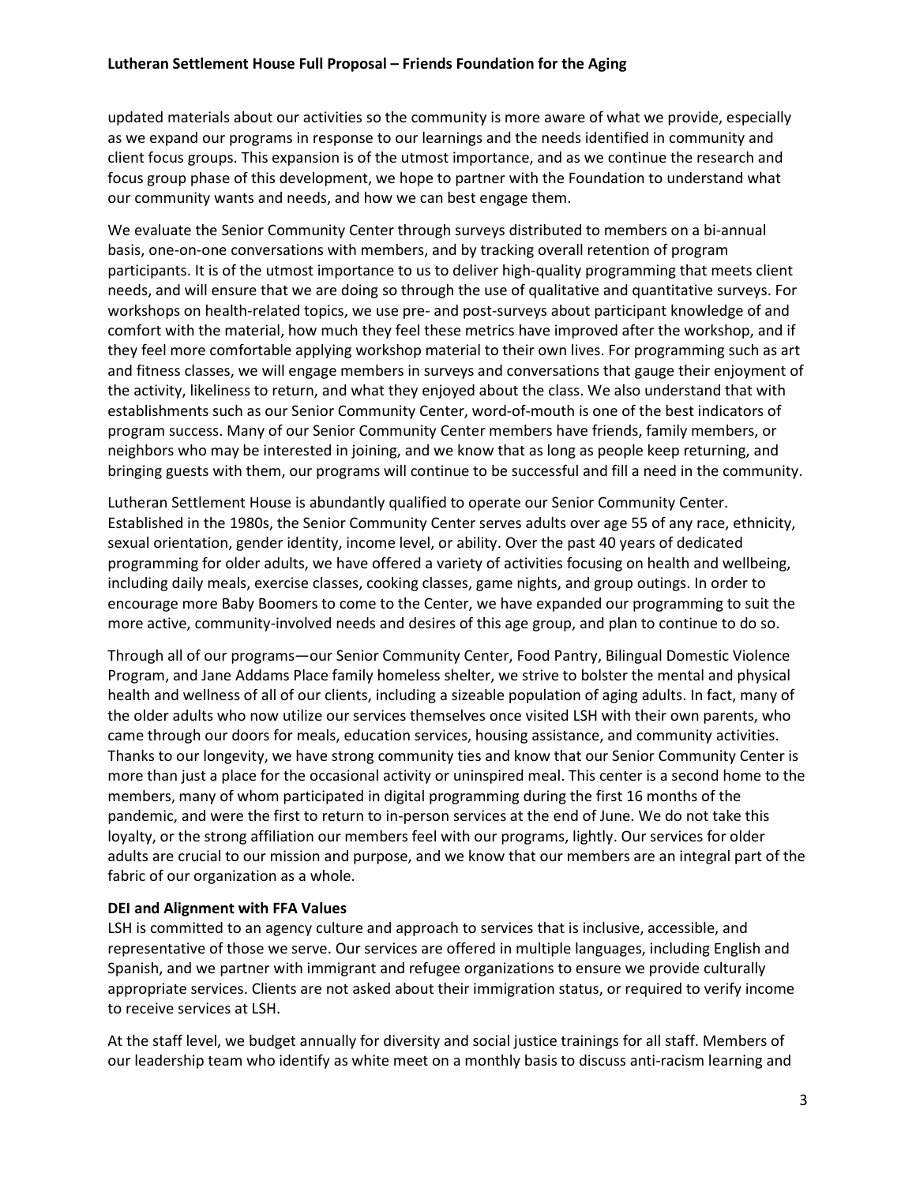updated materials about our activities so the community is more aware of what we provide, especially as we expand our programs in response to our learnings and the needs identified in community and client focus groups. This expansion is of the utmost importance, and as we continue the research and focus group phase of this development, we hope to partner with the Foundation to understand what our community wants and needs, and how we can best engage them.

We evaluate the Senior Community Center through surveys distributed to members on a bi-annual basis, one-on-one conversations with members, and by tracking overall retention of program participants. It is of the utmost importance to us to deliver high-quality programming that meets client needs, and will ensure that we are doing so through the use of qualitative and quantitative surveys. For workshops on health-related topics, we use pre- and post-surveys about participant knowledge of and comfort with the material, how much they feel these metrics have improved after the workshop, and if they feel more comfortable applying workshop material to their own lives. For programming such as art and fitness classes, we will engage members in surveys and conversations that gauge their enjoyment of the activity, likeliness to return, and what they enjoyed about the class. We also understand that with establishments such as our Senior Community Center, word-of-mouth is one of the best indicators of program success. Many of our Senior Community Center members have friends, family members, or neighbors who may be interested in joining, and we know that as long as people keep returning, and bringing guests with them, our programs will continue to be successful and fill a need in the community.

Lutheran Settlement House is abundantly qualified to operate our Senior Community Center. Established in the 1980s, the Senior Community Center serves adults over age 55 of any race, ethnicity, sexual orientation, gender identity, income level, or ability. Over the past 40 years of dedicated programming for older adults, we have offered a variety of activities focusing on health and wellbeing, including daily meals, exercise classes, cooking classes, game nights, and group outings. In order to encourage more Baby Boomers to come to the Center, we have expanded our programming to suit the more active, community-involved needs and desires of this age group, and plan to continue to do so.

Through all of our programs—our Senior Community Center, Food Pantry, Bilingual Domestic Violence Program, and Jane Addams Place family homeless shelter, we strive to bolster the mental and physical health and wellness of all of our clients, including a sizeable population of aging adults. In fact, many of the older adults who now utilize our services themselves once visited LSH with their own parents, who came through our doors for meals, education services, housing assistance, and community activities. Thanks to our longevity, we have strong community ties and know that our Senior Community Center is more than just a place for the occasional activity or uninspired meal. This center is a second home to the members, many of whom participated in digital programming during the first 16 months of the pandemic, and were the first to return to in-person services at the end of June. We do not take this loyalty, or the strong affiliation our members feel with our programs, lightly. Our services for older adults are crucial to our mission and purpose, and we know that our members are an integral part of the fabric of our organization as a whole.

**DEI and Alignment with FFA Values**

LSH is committed to an agency culture and approach to services that is inclusive, accessible, and representative of those we serve. Our services are offered in multiple languages, including English and Spanish, and we partner with immigrant and refugee organizations to ensure we provide culturally appropriate services. Clients are not asked about their immigration status, or required to verify income to receive services at LSH.

At the staff level, we budget annually for diversity and social justice trainings for all staff. Members of our leadership team who identify as white meet on a monthly basis to discuss anti-racism learning and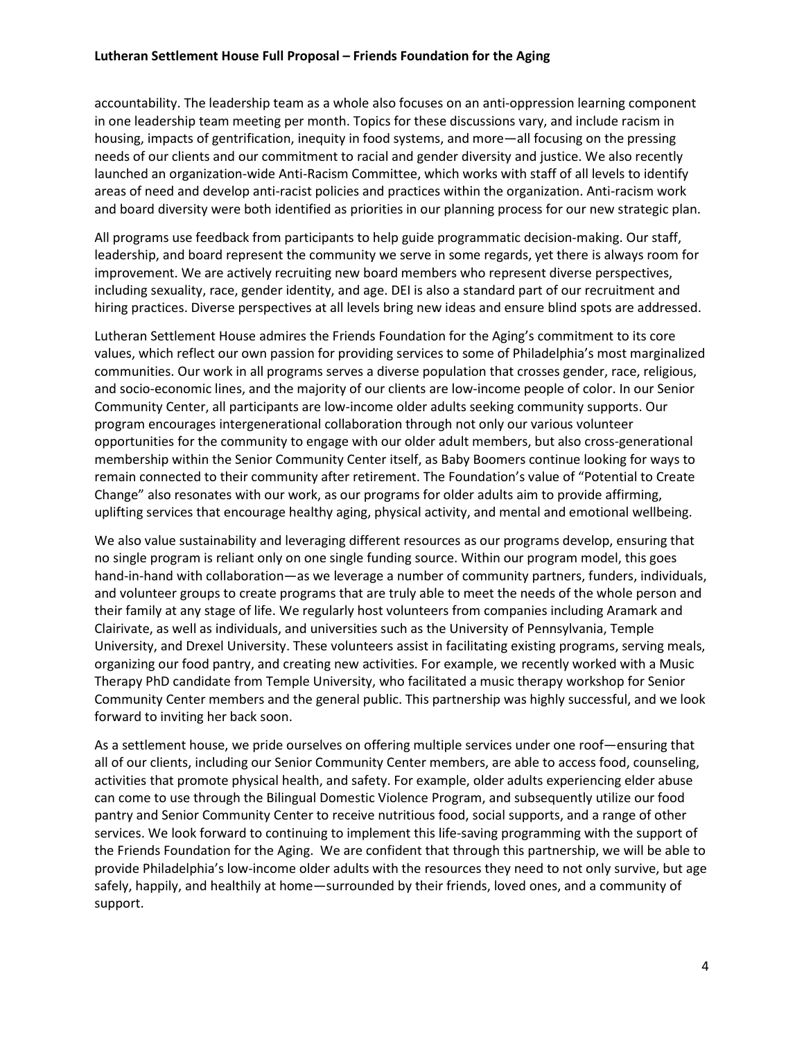accountability. The leadership team as a whole also focuses on an anti-oppression learning component in one leadership team meeting per month. Topics for these discussions vary, and include racism in housing, impacts of gentrification, inequity in food systems, and more—all focusing on the pressing needs of our clients and our commitment to racial and gender diversity and justice. We also recently launched an organization-wide Anti-Racism Committee, which works with staff of all levels to identify areas of need and develop anti-racist policies and practices within the organization. Anti-racism work and board diversity were both identified as priorities in our planning process for our new strategic plan.

All programs use feedback from participants to help guide programmatic decision-making. Our staff, leadership, and board represent the community we serve in some regards, yet there is always room for improvement. We are actively recruiting new board members who represent diverse perspectives, including sexuality, race, gender identity, and age. DEI is also a standard part of our recruitment and hiring practices. Diverse perspectives at all levels bring new ideas and ensure blind spots are addressed.

Lutheran Settlement House admires the Friends Foundation for the Aging's commitment to its core values, which reflect our own passion for providing services to some of Philadelphia's most marginalized communities. Our work in all programs serves a diverse population that crosses gender, race, religious, and socio-economic lines, and the majority of our clients are low-income people of color. In our Senior Community Center, all participants are low-income older adults seeking community supports. Our program encourages intergenerational collaboration through not only our various volunteer opportunities for the community to engage with our older adult members, but also cross-generational membership within the Senior Community Center itself, as Baby Boomers continue looking for ways to remain connected to their community after retirement. The Foundation's value of "Potential to Create Change" also resonates with our work, as our programs for older adults aim to provide affirming, uplifting services that encourage healthy aging, physical activity, and mental and emotional wellbeing.

We also value sustainability and leveraging different resources as our programs develop, ensuring that no single program is reliant only on one single funding source. Within our program model, this goes hand-in-hand with collaboration—as we leverage a number of community partners, funders, individuals, and volunteer groups to create programs that are truly able to meet the needs of the whole person and their family at any stage of life. We regularly host volunteers from companies including Aramark and Clairivate, as well as individuals, and universities such as the University of Pennsylvania, Temple University, and Drexel University. These volunteers assist in facilitating existing programs, serving meals, organizing our food pantry, and creating new activities. For example, we recently worked with a Music Therapy PhD candidate from Temple University, who facilitated a music therapy workshop for Senior Community Center members and the general public. This partnership was highly successful, and we look forward to inviting her back soon.

As a settlement house, we pride ourselves on offering multiple services under one roof—ensuring that all of our clients, including our Senior Community Center members, are able to access food, counseling, activities that promote physical health, and safety. For example, older adults experiencing elder abuse can come to use through the Bilingual Domestic Violence Program, and subsequently utilize our food pantry and Senior Community Center to receive nutritious food, social supports, and a range of other services. We look forward to continuing to implement this life-saving programming with the support of the Friends Foundation for the Aging. We are confident that through this partnership, we will be able to provide Philadelphia's low-income older adults with the resources they need to not only survive, but age safely, happily, and healthily at home—surrounded by their friends, loved ones, and a community of support.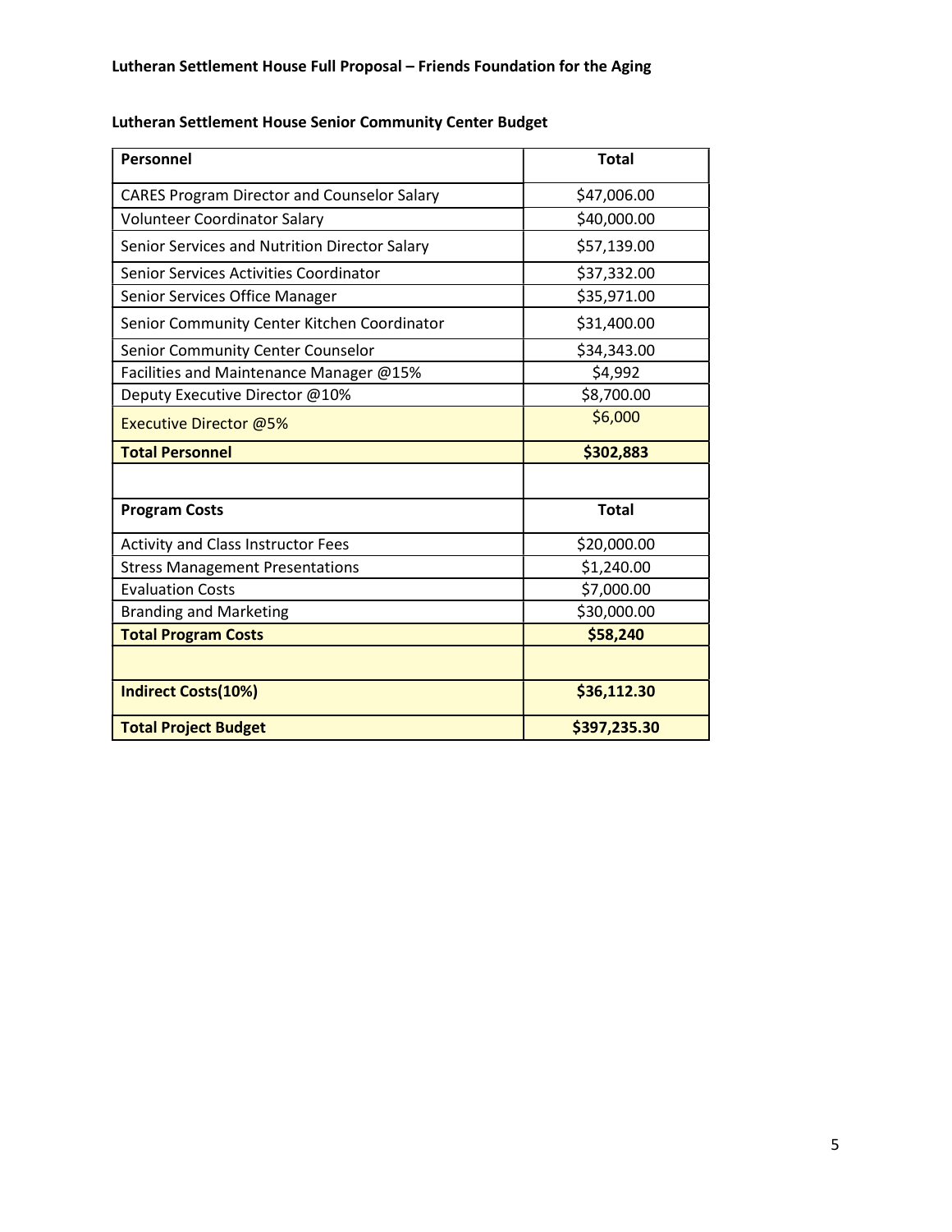**Lutheran Settlement House Full Proposal – Friends Foundation for the Aging**

**Lutheran Settlement House Senior Community Center Budget**

| **Personnel** | **Total** |
|---|---|
| CARES Program Director and Counselor Salary | $47,006.00 |
| Volunteer Coordinator Salary | $40,000.00 |
| Senior Services and Nutrition Director Salary | $57,139.00 |
| Senior Services Activities Coordinator | $37,332.00 |
| Senior Services Office Manager | $35,971.00 |
| Senior Community Center Kitchen Coordinator | $31,400.00 |
| Senior Community Center Counselor | $34,343.00 |
| Facilities and Maintenance Manager @15% | $4,992 |
| Deputy Executive Director @10% | $8,700.00 |
| Executive Director @5% | $6,000 |
| **Total Personnel** | **$302,883** |
| | |
| **Program Costs** | **Total** |
| Activity and Class Instructor Fees | $20,000.00 |
| Stress Management Presentations | $1,240.00 |
| Evaluation Costs | $7,000.00 |
| Branding and Marketing | $30,000.00 |
| **Total Program Costs** | **$58,240** |
| | |
| **Indirect Costs(10%)** | **$36,112.30** |
| **Total Project Budget** | **$397,235.30** |